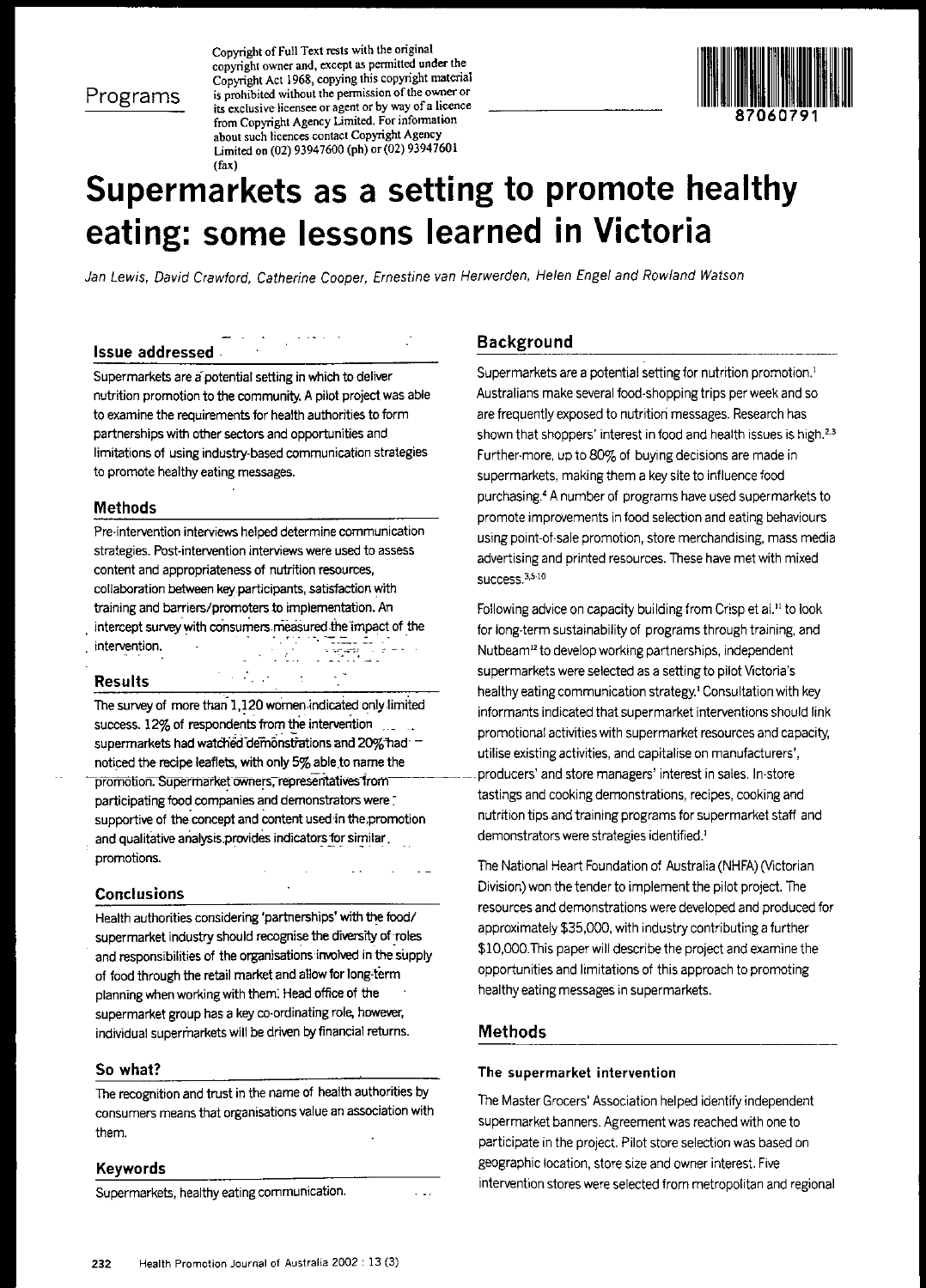Programs

Copyright of Full Text rests with the original copyright owner and, except as permitted under the Copyright Act 1968, copying this copyright material is prohibited without the permission of the owner or its exclusive licensee or agent or by way of a licence from Copyright Agency Limited. For information about such licences contact Copyright Agency Limited on (02) 93947600 (ph) or (02) 93947601 (fax)

87060791

# Supermarkets as a setting to promote healthy eating: some lessons learned in Victoria

*Jan Lewis, David Crawford, Catherine Cooper, Ernestine van Herwerden, Helen Engel and Rowland Watson*

### Issue addressed

Supermarkets are a potential setting in which to deliver nutrition promotion to the community. A pilot project was able to examine the requirements for health authorities to form partnerships with other sectors and opportunities and limitations of using industry-based communication strategies to promote healthy eating messages.

### Methods

Pre-intervention interviews helped determine communication strategies. Post-intervention interviews were used to assess content and appropriateness of nutrition resources, collaboration between key participants, satisfaction with training and barriers/promoters to implementation. An intercept survey with consumers measured the impact of the intervention.

### Results

The survey of more than 1,120 women indicated only limited success. 12% of respondents from the intervention supermarkets had watched demonstrations and 20% had noticed the recipe leaflets, with only 5% able to name the promotion. Supermarket owners, representatives from participating food companies and demonstrators were supportive of the concept and content used in the promotion and qualitative analysis provides indicators for similar promotions.

### Conclusions

Health authorities considering 'partnerships' with the food/supermarket industry should recognise the diversity of roles and responsibilities of the organisations involved in the supply of food through the retail market and allow for long-term planning when working with them. Head office of the supermarket group has a key co-ordinating role, however, individual supermarkets will be driven by financial returns.

### So what?

The recognition and trust in the name of health authorities by consumers means that organisations value an association with them.

### Keywords

Supermarkets, healthy eating communication.

## Background

Supermarkets are a potential setting for nutrition promotion.[1] Australians make several food-shopping trips per week and so are frequently exposed to nutrition messages. Research has shown that shoppers' interest in food and health issues is high.[2,3] Furthermore, up to 80% of buying decisions are made in supermarkets, making them a key site to influence food purchasing.[4] A number of programs have used supermarkets to promote improvements in food selection and eating behaviours using point-of-sale promotion, store merchandising, mass media advertising and printed resources. These have met with mixed success.[3,5-10]

Following advice on capacity building from Crisp et al.[11] to look for long-term sustainability of programs through training, and Nutbeam[12] to develop working partnerships, independent supermarkets were selected as a setting to pilot Victoria's healthy eating communication strategy.[1] Consultation with key informants indicated that supermarket interventions should link promotional activities with supermarket resources and capacity, utilise existing activities, and capitalise on manufacturers', producers' and store managers' interest in sales. In-store tastings and cooking demonstrations, recipes, cooking and nutrition tips and training programs for supermarket staff and demonstrators were strategies identified.[1]

The National Heart Foundation of Australia (NHFA) (Victorian Division) won the tender to implement the pilot project. The resources and demonstrations were developed and produced for approximately $35,000, with industry contributing a further $10,000. This paper will describe the project and examine the opportunities and limitations of this approach to promoting healthy eating messages in supermarkets.

## Methods

### The supermarket intervention

The Master Grocers' Association helped identify independent supermarket banners. Agreement was reached with one to participate in the project. Pilot store selection was based on geographic location, store size and owner interest. Five intervention stores were selected from metropolitan and regional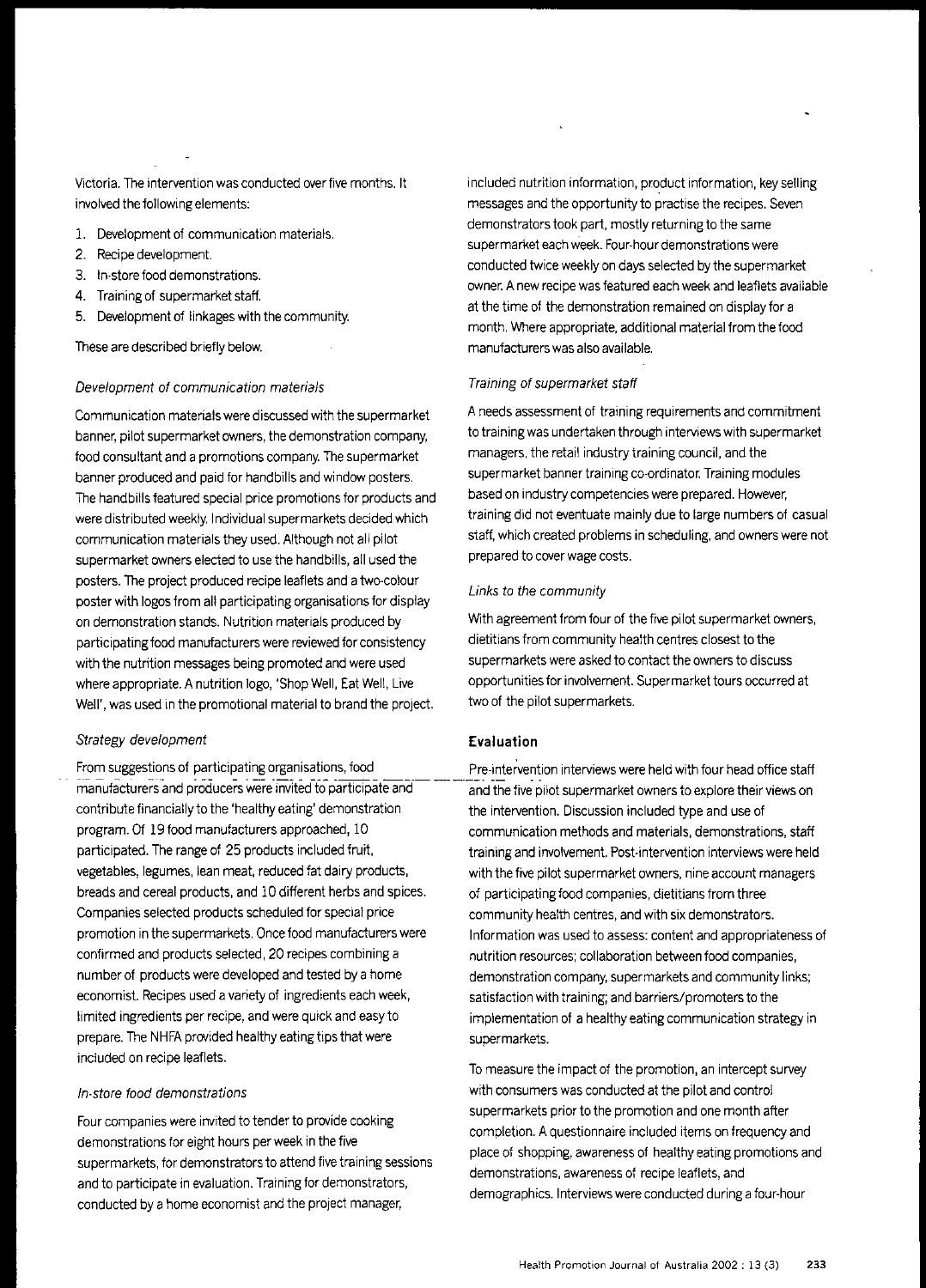Victoria. The intervention was conducted over five months. It involved the following elements:

1. Development of communication materials.
2. Recipe development.
3. In-store food demonstrations.
4. Training of supermarket staff.
5. Development of linkages with the community.

These are described briefly below.

*Development of communication materials*

Communication materials were discussed with the supermarket banner, pilot supermarket owners, the demonstration company, food consultant and a promotions company. The supermarket banner produced and paid for handbills and window posters. The handbills featured special price promotions for products and were distributed weekly. Individual supermarkets decided which communication materials they used. Although not all pilot supermarket owners elected to use the handbills, all used the posters. The project produced recipe leaflets and a two-colour poster with logos from all participating organisations for display on demonstration stands. Nutrition materials produced by participating food manufacturers were reviewed for consistency with the nutrition messages being promoted and were used where appropriate. A nutrition logo, 'Shop Well, Eat Well, Live Well', was used in the promotional material to brand the project.

*Strategy development*

From suggestions of participating organisations, food manufacturers and producers were invited to participate and contribute financially to the 'healthy eating' demonstration program. Of 19 food manufacturers approached, 10 participated. The range of 25 products included fruit, vegetables, legumes, lean meat, reduced fat dairy products, breads and cereal products, and 10 different herbs and spices. Companies selected products scheduled for special price promotion in the supermarkets. Once food manufacturers were confirmed and products selected, 20 recipes combining a number of products were developed and tested by a home economist. Recipes used a variety of ingredients each week, limited ingredients per recipe, and were quick and easy to prepare. The NHFA provided healthy eating tips that were included on recipe leaflets.

*In-store food demonstrations*

Four companies were invited to tender to provide cooking demonstrations for eight hours per week in the five supermarkets, for demonstrators to attend five training sessions and to participate in evaluation. Training for demonstrators, conducted by a home economist and the project manager, included nutrition information, product information, key selling messages and the opportunity to practise the recipes. Seven demonstrators took part, mostly returning to the same supermarket each week. Four-hour demonstrations were conducted twice weekly on days selected by the supermarket owner. A new recipe was featured each week and leaflets available at the time of the demonstration remained on display for a month. Where appropriate, additional material from the food manufacturers was also available.

*Training of supermarket staff*

A needs assessment of training requirements and commitment to training was undertaken through interviews with supermarket managers, the retail industry training council, and the supermarket banner training co-ordinator. Training modules based on industry competencies were prepared. However, training did not eventuate mainly due to large numbers of casual staff, which created problems in scheduling, and owners were not prepared to cover wage costs.

*Links to the community*

With agreement from four of the five pilot supermarket owners, dietitians from community health centres closest to the supermarkets were asked to contact the owners to discuss opportunities for involvement. Supermarket tours occurred at two of the pilot supermarkets.

## Evaluation

Pre-intervention interviews were held with four head office staff and the five pilot supermarket owners to explore their views on the intervention. Discussion included type and use of communication methods and materials, demonstrations, staff training and involvement. Post-intervention interviews were held with the five pilot supermarket owners, nine account managers of participating food companies, dietitians from three community health centres, and with six demonstrators. Information was used to assess: content and appropriateness of nutrition resources; collaboration between food companies, demonstration company, supermarkets and community links; satisfaction with training; and barriers/promoters to the implementation of a healthy eating communication strategy in supermarkets.

To measure the impact of the promotion, an intercept survey with consumers was conducted at the pilot and control supermarkets prior to the promotion and one month after completion. A questionnaire included items on frequency and place of shopping, awareness of healthy eating promotions and demonstrations, awareness of recipe leaflets, and demographics. Interviews were conducted during a four-hour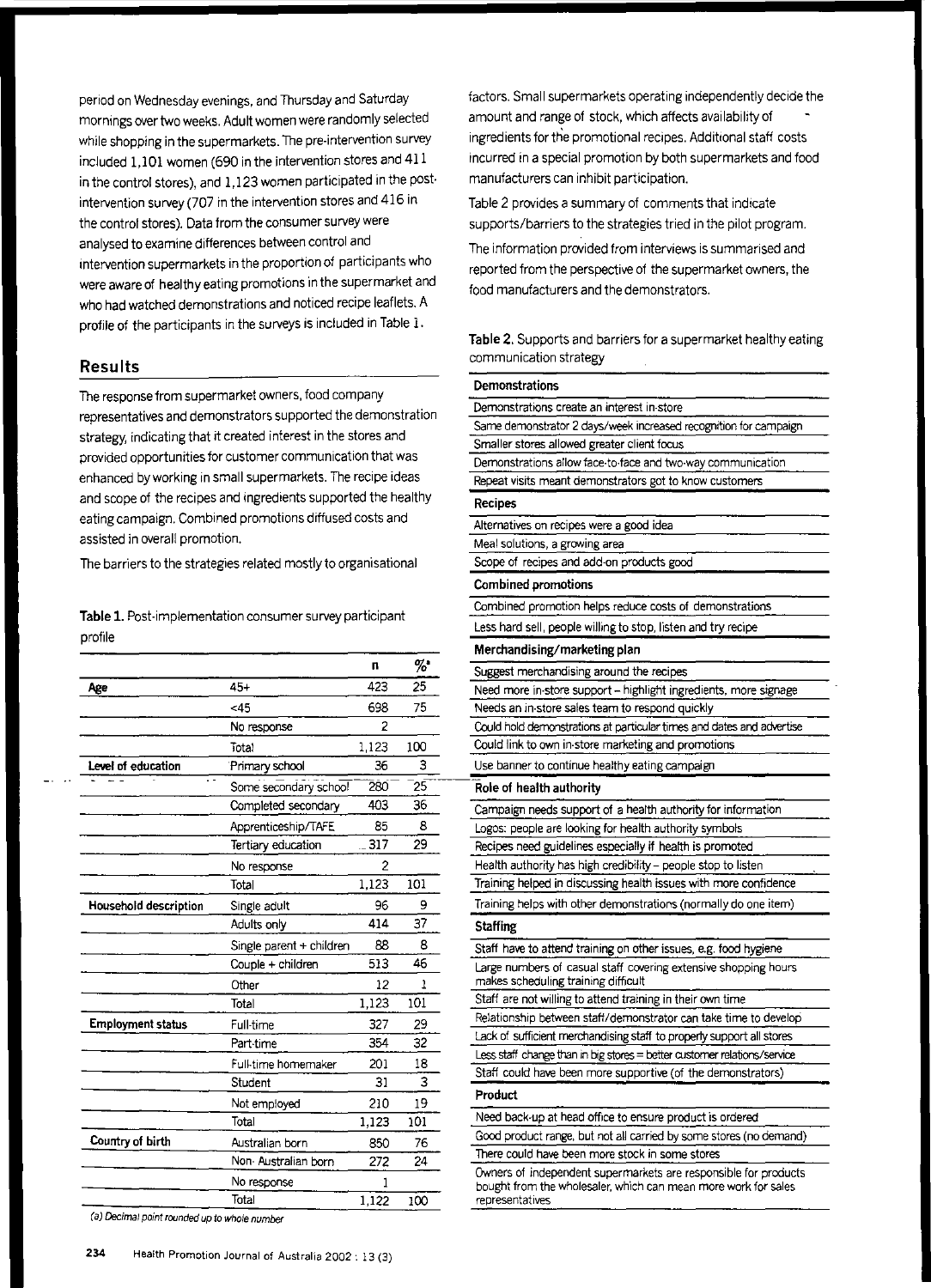period on Wednesday evenings, and Thursday and Saturday mornings over two weeks. Adult women were randomly selected while shopping in the supermarkets. The pre-intervention survey included 1,101 women (690 in the intervention stores and 411 in the control stores), and 1,123 women participated in the post-intervention survey (707 in the intervention stores and 416 in the control stores). Data from the consumer survey were analysed to examine differences between control and intervention supermarkets in the proportion of participants who were aware of healthy eating promotions in the supermarket and who had watched demonstrations and noticed recipe leaflets. A profile of the participants in the surveys is included in Table 1.

## Results

The response from supermarket owners, food company representatives and demonstrators supported the demonstration strategy, indicating that it created interest in the stores and provided opportunities for customer communication that was enhanced by working in small supermarkets. The recipe ideas and scope of the recipes and ingredients supported the healthy eating campaign. Combined promotions diffused costs and assisted in overall promotion.

The barriers to the strategies related mostly to organisational factors. Small supermarkets operating independently decide the amount and range of stock, which affects availability of ingredients for the promotional recipes. Additional staff costs incurred in a special promotion by both supermarkets and food manufacturers can inhibit participation.

**Table 1.** Post-implementation consumer survey participant profile

| | | n | %[a] |
|---|---|---|---|
| **Age** | 45+ | 423 | 25 |
| | <45 | 698 | 75 |
| | No response | 2 | |
| | Total | 1,123 | 100 |
| **Level of education** | Primary school | 36 | 3 |
| | Some secondary school | 280 | 25 |
| | Completed secondary | 403 | 36 |
| | Apprenticeship/TAFE | 85 | 8 |
| | Tertiary education | 317 | 29 |
| | No response | 2 | |
| | Total | 1,123 | 101 |
| **Household description** | Single adult | 96 | 9 |
| | Adults only | 414 | 37 |
| | Single parent + children | 88 | 8 |
| | Couple + children | 513 | 46 |
| | Other | 12 | 1 |
| | Total | 1,123 | 101 |
| **Employment status** | Full-time | 327 | 29 |
| | Part-time | 354 | 32 |
| | Full-time homemaker | 201 | 18 |
| | Student | 31 | 3 |
| | Not employed | 210 | 19 |
| | Total | 1,123 | 101 |
| **Country of birth** | Australian born | 850 | 76 |
| | Non- Australian born | 272 | 24 |
| | No response | 1 | |
| | Total | 1,122 | 100 |

*(a) Decimal point rounded up to whole number*

Table 2 provides a summary of comments that indicate supports/barriers to the strategies tried in the pilot program.

The information provided from interviews is summarised and reported from the perspective of the supermarket owners, the food manufacturers and the demonstrators.

**Table 2.** Supports and barriers for a supermarket healthy eating communication strategy

| |
|---|
| **Demonstrations** |
| Demonstrations create an interest in-store |
| Same demonstrator 2 days/week increased recognition for campaign |
| Smaller stores allowed greater client focus |
| Demonstrations allow face-to-face and two-way communication |
| Repeat visits meant demonstrators got to know customers |
| **Recipes** |
| Alternatives on recipes were a good idea |
| Meal solutions, a growing area |
| Scope of recipes and add-on products good |
| **Combined promotions** |
| Combined promotion helps reduce costs of demonstrations |
| Less hard sell, people willing to stop, listen and try recipe |
| **Merchandising/marketing plan** |
| Suggest merchandising around the recipes |
| Need more in-store support – highlight ingredients, more signage |
| Needs an in-store sales team to respond quickly |
| Could hold demonstrations at particular times and dates and advertise |
| Could link to own in-store marketing and promotions |
| Use banner to continue healthy eating campaign |
| **Role of health authority** |
| Campaign needs support of a health authority for information |
| Logos: people are looking for health authority symbols |
| Recipes need guidelines especially if health is promoted |
| Health authority has high credibility – people stop to listen |
| Training helped in discussing health issues with more confidence |
| Training helps with other demonstrations (normally do one item) |
| **Staffing** |
| Staff have to attend training on other issues, e.g. food hygiene |
| Large numbers of casual staff covering extensive shopping hours makes scheduling training difficult |
| Staff are not willing to attend training in their own time |
| Relationship between staff/demonstrator can take time to develop |
| Lack of sufficient merchandising staff to properly support all stores |
| Less staff change than in big stores = better customer relations/service |
| Staff could have been more supportive (of the demonstrators) |
| **Product** |
| Need back-up at head office to ensure product is ordered |
| Good product range, but not all carried by some stores (no demand) |
| There could have been more stock in some stores |
| Owners of independent supermarkets are responsible for products bought from the wholesaler, which can mean more work for sales representatives |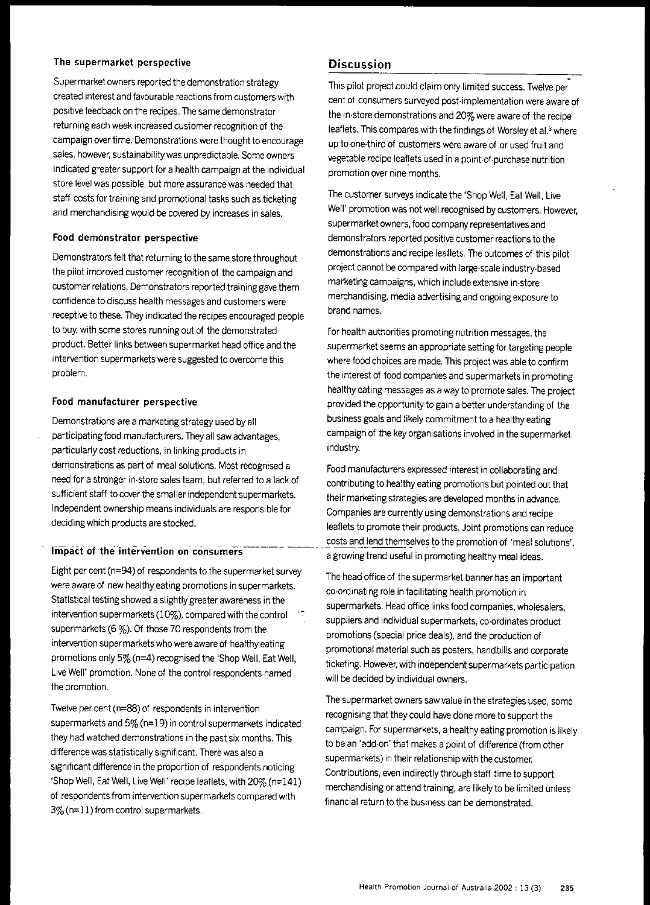### The supermarket perspective

Supermarket owners reported the demonstration strategy created interest and favourable reactions from customers with positive feedback on the recipes. The same demonstrator returning each week increased customer recognition of the campaign over time. Demonstrations were thought to encourage sales, however, sustainability was unpredictable. Some owners indicated greater support for a health campaign at the individual store level was possible, but more assurance was needed that staff costs for training and promotional tasks such as ticketing and merchandising would be covered by increases in sales.

### Food demonstrator perspective

Demonstrators felt that returning to the same store throughout the pilot improved customer recognition of the campaign and customer relations. Demonstrators reported training gave them confidence to discuss health messages and customers were receptive to these. They indicated the recipes encouraged people to buy, with some stores running out of the demonstrated product. Better links between supermarket head office and the intervention supermarkets were suggested to overcome this problem.

### Food manufacturer perspective

Demonstrations are a marketing strategy used by all participating food manufacturers. They all saw advantages, particularly cost reductions, in linking products in demonstrations as part of meal solutions. Most recognised a need for a stronger in-store sales team, but referred to a lack of sufficient staff to cover the smaller independent supermarkets. Independent ownership means individuals are responsible for deciding which products are stocked.

### Impact of the intervention on consumers

Eight per cent (n=94) of respondents to the supermarket survey were aware of new healthy eating promotions in supermarkets. Statistical testing showed a slightly greater awareness in the intervention supermarkets (10%), compared with the control supermarkets (6 %). Of those 70 respondents from the intervention supermarkets who were aware of healthy eating promotions only 5% (n=4) recognised the 'Shop Well, Eat Well, Live Well' promotion. None of the control respondents named the promotion.

Twelve per cent (n=88) of respondents in intervention supermarkets and 5% (n=19) in control supermarkets indicated they had watched demonstrations in the past six months. This difference was statistically significant. There was also a significant difference in the proportion of respondents noticing 'Shop Well, Eat Well, Live Well' recipe leaflets, with 20% (n=141) of respondents from intervention supermarkets compared with 3% (n=11) from control supermarkets.

## Discussion

This pilot project could claim only limited success. Twelve per cent of consumers surveyed post-implementation were aware of the in-store demonstrations and 20% were aware of the recipe leaflets. This compares with the findings of Worsley et al.[3] where up to one-third of customers were aware of or used fruit and vegetable recipe leaflets used in a point-of-purchase nutrition promotion over nine months.

The customer surveys indicate the 'Shop Well, Eat Well, Live Well' promotion was not well recognised by customers. However, supermarket owners, food company representatives and demonstrators reported positive customer reactions to the demonstrations and recipe leaflets. The outcomes of this pilot project cannot be compared with large-scale industry-based marketing campaigns, which include extensive in-store merchandising, media advertising and ongoing exposure to brand names.

For health authorities promoting nutrition messages, the supermarket seems an appropriate setting for targeting people where food choices are made. This project was able to confirm the interest of food companies and supermarkets in promoting healthy eating messages as a way to promote sales. The project provided the opportunity to gain a better understanding of the business goals and likely commitment to a healthy eating campaign of the key organisations involved in the supermarket industry.

Food manufacturers expressed interest in collaborating and contributing to healthy eating promotions but pointed out that their marketing strategies are developed months in advance. Companies are currently using demonstrations and recipe leaflets to promote their products. Joint promotions can reduce costs and lend themselves to the promotion of 'meal solutions', a growing trend useful in promoting healthy meal ideas.

The head office of the supermarket banner has an important co-ordinating role in facilitating health promotion in supermarkets. Head office links food companies, wholesalers, suppliers and individual supermarkets, co-ordinates product promotions (special price deals), and the production of promotional material such as posters, handbills and corporate ticketing. However, with independent supermarkets participation will be decided by individual owners.

The supermarket owners saw value in the strategies used, some recognising that they could have done more to support the campaign. For supermarkets, a healthy eating promotion is likely to be an 'add-on' that makes a point of difference (from other supermarkets) in their relationship with the customer. Contributions, even indirectly through staff time to support merchandising or attend training, are likely to be limited unless financial return to the business can be demonstrated.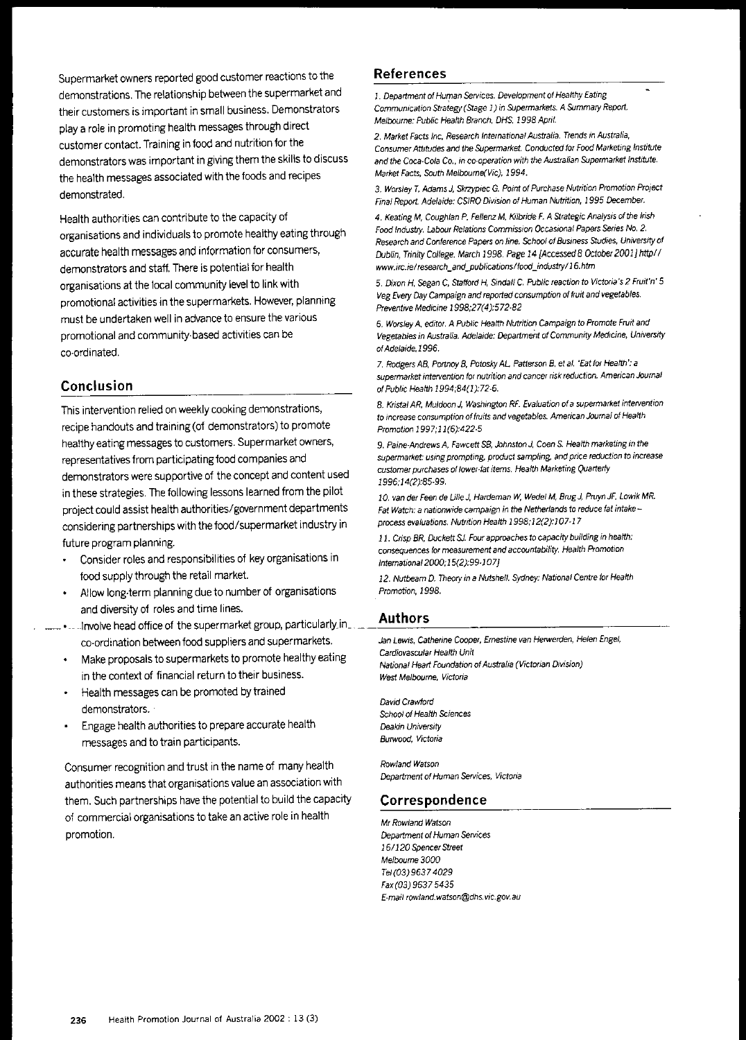Supermarket owners reported good customer reactions to the demonstrations. The relationship between the supermarket and their customers is important in small business. Demonstrators play a role in promoting health messages through direct customer contact. Training in food and nutrition for the demonstrators was important in giving them the skills to discuss the health messages associated with the foods and recipes demonstrated.

Health authorities can contribute to the capacity of organisations and individuals to promote healthy eating through accurate health messages and information for consumers, demonstrators and staff. There is potential for health organisations at the local community level to link with promotional activities in the supermarkets. However, planning must be undertaken well in advance to ensure the various promotional and community-based activities can be co-ordinated.

## Conclusion

This intervention relied on weekly cooking demonstrations, recipe handouts and training (of demonstrators) to promote healthy eating messages to customers. Supermarket owners, representatives from participating food companies and demonstrators were supportive of the concept and content used in these strategies. The following lessons learned from the pilot project could assist health authorities/government departments considering partnerships with the food/supermarket industry in future program planning.

- Consider roles and responsibilities of key organisations in food supply through the retail market.
- Allow long-term planning due to number of organisations and diversity of roles and time lines.
- Involve head office of the supermarket group, particularly in co-ordination between food suppliers and supermarkets.
- Make proposals to supermarkets to promote healthy eating in the context of financial return to their business.
- Health messages can be promoted by trained demonstrators.
- Engage health authorities to prepare accurate health messages and to train participants.

Consumer recognition and trust in the name of many health authorities means that organisations value an association with them. Such partnerships have the potential to build the capacity of commercial organisations to take an active role in health promotion.

## References

1. *Department of Human Services. Development of Healthy Eating Communication Strategy (Stage 1) in Supermarkets. A Summary Report. Melbourne: Public Health Branch, DHS, 1998 April.*
2. *Market Facts Inc, Research International Australia. Trends in Australia, Consumer Attitudes and the Supermarket. Conducted for Food Marketing Institute and the Coca-Cola Co., in co-operation with the Australian Supermarket Institute. Market Facts, South Melbourne(Vic), 1994.*
3. *Worsley T, Adams J, Skrzypiec G. Point of Purchase Nutrition Promotion Project Final Report. Adelaide: CSIRO Division of Human Nutrition, 1995 December.*
4. *Keating M, Coughlan P, Fellenz M, Kilbride F. A Strategic Analysis of the Irish Food Industry. Labour Relations Commission Occasional Papers Series No. 2. Research and Conference Papers on line. School of Business Studies, University of Dublin, Trinity College. March 1998. Page 14 [Accessed 8 October 2001] http//www.lrc.ie/research_and_publications/food_industry/16.htm*
5. *Dixon H, Segan C, Stafford H, Sindall C. Public reaction to Victoria's 2 Fruit'n' 5 Veg Every Day Campaign and reported consumption of fruit and vegetables. Preventive Medicine 1998;27(4):572-82*
6. *Worsley A, editor. A Public Health Nutrition Campaign to Promote Fruit and Vegetables in Australia. Adelaide: Department of Community Medicine, University of Adelaide,1996.*
7. *Rodgers AB, Portnoy B, Potosky AL, Patterson B, et al. 'Eat for Health': a supermarket intervention for nutrition and cancer risk reduction. American Journal of Public Health 1994;84(1):72-6.*
8. *Kristal AR, Muldoon J, Washington RF. Evaluation of a supermarket intervention to increase consumption of fruits and vegetables. American Journal of Health Promotion 1997;11(6):422-5*
9. *Paine-Andrews A, Fawcett SB, Johnston J, Coen S. Health marketing in the supermarket: using prompting, product sampling, and price reduction to increase customer purchases of lower-fat items. Health Marketing Quarterly 1996;14(2):85-99.*
10. *van der Feen de Lille J, Hardeman W, Wedel M, Brug J, Pruyn JF, Lowik MR. Fat Watch: a nationwide campaign in the Netherlands to reduce fat intake – process evaluations. Nutrition Health 1998;12(2):107-17*
11. *Crisp BR, Duckett SJ. Four approaches to capacity building in health: consequences for measurement and accountability. Health Promotion International 2000;15(2):99-107]*
12. *Nutbeam D. Theory in a Nutshell. Sydney: National Centre for Health Promotion, 1998.*

## Authors

*Jan Lewis, Catherine Cooper, Ernestine van Herwerden, Helen Engel,*
*Cardiovascular Health Unit*
*National Heart Foundation of Australia (Victorian Division)*
*West Melbourne, Victoria*

*David Crawford*
*School of Health Sciences*
*Deakin University*
*Burwood, Victoria*

*Rowland Watson*
*Department of Human Services, Victoria*

## Correspondence

*Mr Rowland Watson*
*Department of Human Services*
*16/120 Spencer Street*
*Melbourne 3000*
*Tel (03) 9637 4029*
*Fax (03) 9637 5435*
*E-mail rowland.watson@dhs.vic.gov.au*